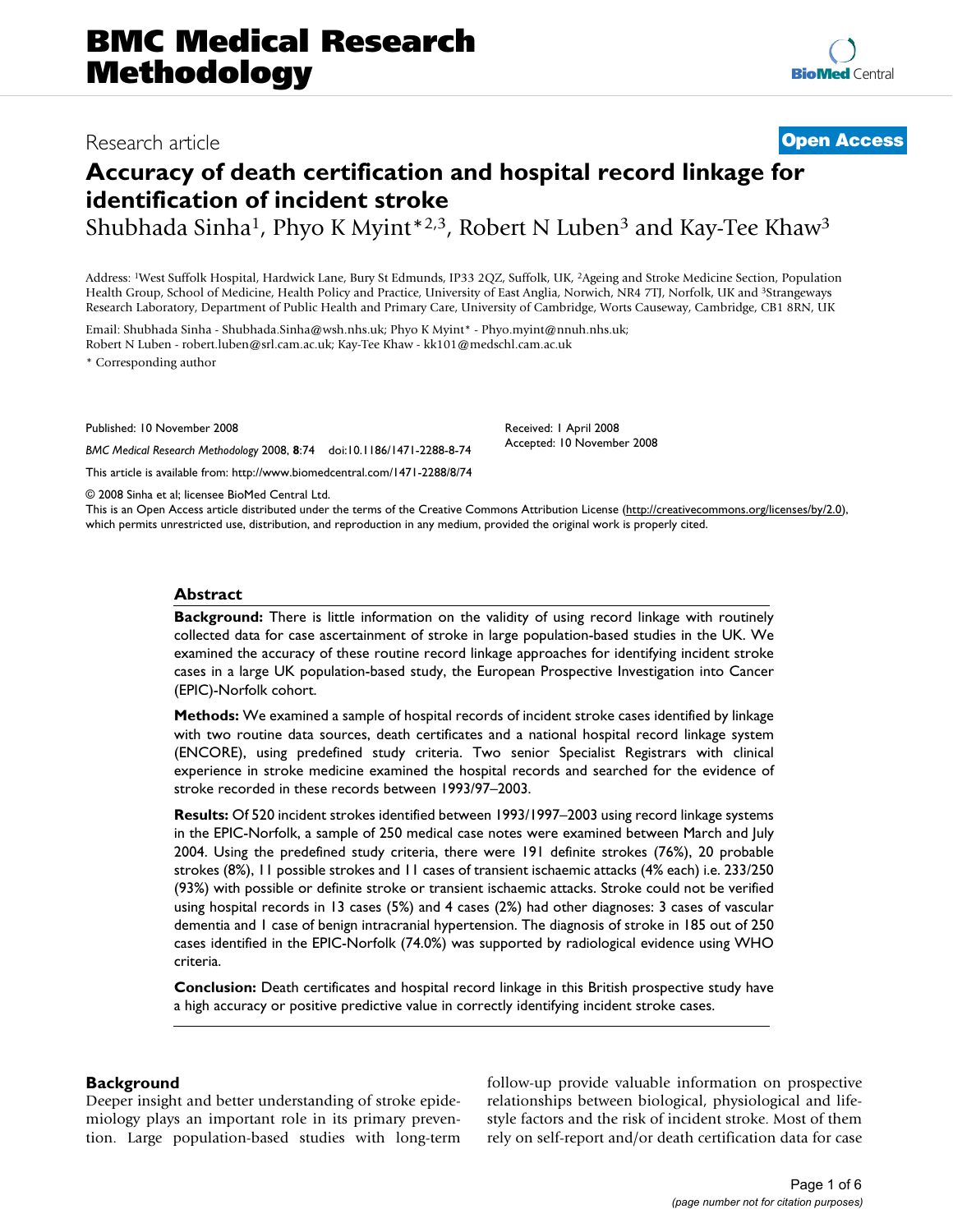# BMC Medical Research Methodology

Research article

**Open Access**

# Accuracy of death certification and hospital record linkage for identification of incident stroke

Shubhada Sinha[1], Phyo K Myint*[2,3], Robert N Luben[3] and Kay-Tee Khaw[3]

Address: [1]West Suffolk Hospital, Hardwick Lane, Bury St Edmunds, IP33 2QZ, Suffolk, UK, [2]Ageing and Stroke Medicine Section, Population Health Group, School of Medicine, Health Policy and Practice, University of East Anglia, Norwich, NR4 7TJ, Norfolk, UK and [3]Strangeways Research Laboratory, Department of Public Health and Primary Care, University of Cambridge, Worts Causeway, Cambridge, CB1 8RN, UK

Email: Shubhada Sinha - Shubhada.Sinha@wsh.nhs.uk; Phyo K Myint* - Phyo.myint@nnuh.nhs.uk; Robert N Luben - robert.luben@srl.cam.ac.uk; Kay-Tee Khaw - kk101@medschl.cam.ac.uk

* Corresponding author

Published: 10 November 2008

*BMC Medical Research Methodology* 2008, **8**:74 doi:10.1186/1471-2288-8-74

Received: 1 April 2008
Accepted: 10 November 2008

This article is available from: http://www.biomedcentral.com/1471-2288/8/74

© 2008 Sinha et al; licensee BioMed Central Ltd.
This is an Open Access article distributed under the terms of the Creative Commons Attribution License (http://creativecommons.org/licenses/by/2.0), which permits unrestricted use, distribution, and reproduction in any medium, provided the original work is properly cited.

## Abstract

**Background:** There is little information on the validity of using record linkage with routinely collected data for case ascertainment of stroke in large population-based studies in the UK. We examined the accuracy of these routine record linkage approaches for identifying incident stroke cases in a large UK population-based study, the European Prospective Investigation into Cancer (EPIC)-Norfolk cohort.

**Methods:** We examined a sample of hospital records of incident stroke cases identified by linkage with two routine data sources, death certificates and a national hospital record linkage system (ENCORE), using predefined study criteria. Two senior Specialist Registrars with clinical experience in stroke medicine examined the hospital records and searched for the evidence of stroke recorded in these records between 1993/97–2003.

**Results:** Of 520 incident strokes identified between 1993/1997–2003 using record linkage systems in the EPIC-Norfolk, a sample of 250 medical case notes were examined between March and July 2004. Using the predefined study criteria, there were 191 definite strokes (76%), 20 probable strokes (8%), 11 possible strokes and 11 cases of transient ischaemic attacks (4% each) i.e. 233/250 (93%) with possible or definite stroke or transient ischaemic attacks. Stroke could not be verified using hospital records in 13 cases (5%) and 4 cases (2%) had other diagnoses: 3 cases of vascular dementia and 1 case of benign intracranial hypertension. The diagnosis of stroke in 185 out of 250 cases identified in the EPIC-Norfolk (74.0%) was supported by radiological evidence using WHO criteria.

**Conclusion:** Death certificates and hospital record linkage in this British prospective study have a high accuracy or positive predictive value in correctly identifying incident stroke cases.

## Background

Deeper insight and better understanding of stroke epidemiology plays an important role in its primary prevention. Large population-based studies with long-term follow-up provide valuable information on prospective relationships between biological, physiological and lifestyle factors and the risk of incident stroke. Most of them rely on self-report and/or death certification data for case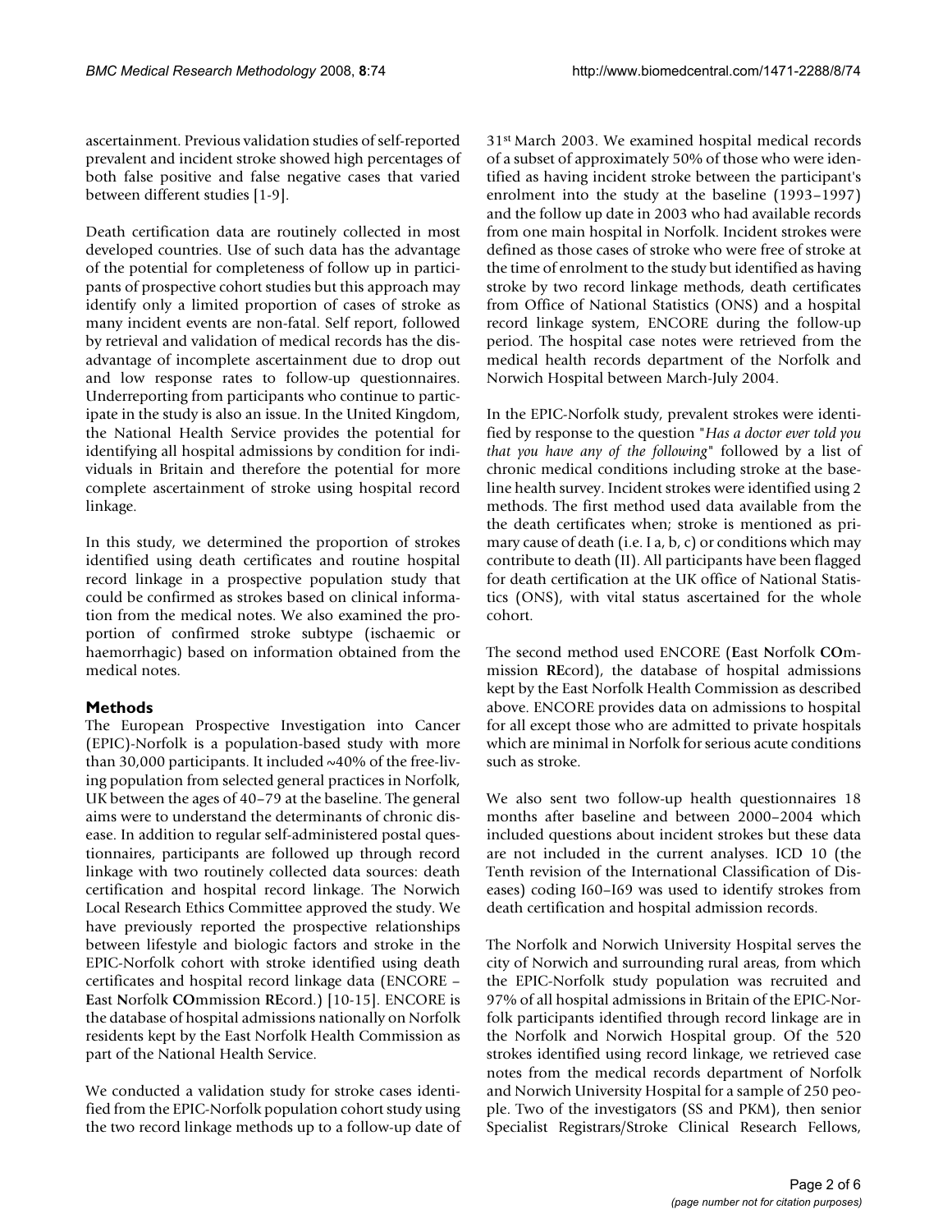ascertainment. Previous validation studies of self-reported prevalent and incident stroke showed high percentages of both false positive and false negative cases that varied between different studies [1-9].

Death certification data are routinely collected in most developed countries. Use of such data has the advantage of the potential for completeness of follow up in participants of prospective cohort studies but this approach may identify only a limited proportion of cases of stroke as many incident events are non-fatal. Self report, followed by retrieval and validation of medical records has the disadvantage of incomplete ascertainment due to drop out and low response rates to follow-up questionnaires. Underreporting from participants who continue to participate in the study is also an issue. In the United Kingdom, the National Health Service provides the potential for identifying all hospital admissions by condition for individuals in Britain and therefore the potential for more complete ascertainment of stroke using hospital record linkage.

In this study, we determined the proportion of strokes identified using death certificates and routine hospital record linkage in a prospective population study that could be confirmed as strokes based on clinical information from the medical notes. We also examined the proportion of confirmed stroke subtype (ischaemic or haemorrhagic) based on information obtained from the medical notes.

## Methods

The European Prospective Investigation into Cancer (EPIC)-Norfolk is a population-based study with more than 30,000 participants. It included ~40% of the free-living population from selected general practices in Norfolk, UK between the ages of 40–79 at the baseline. The general aims were to understand the determinants of chronic disease. In addition to regular self-administered postal questionnaires, participants are followed up through record linkage with two routinely collected data sources: death certification and hospital record linkage. The Norwich Local Research Ethics Committee approved the study. We have previously reported the prospective relationships between lifestyle and biologic factors and stroke in the EPIC-Norfolk cohort with stroke identified using death certificates and hospital record linkage data (ENCORE – **E**ast **N**orfolk **CO**mmission **RE**cord.) [10-15]. ENCORE is the database of hospital admissions nationally on Norfolk residents kept by the East Norfolk Health Commission as part of the National Health Service.

We conducted a validation study for stroke cases identified from the EPIC-Norfolk population cohort study using the two record linkage methods up to a follow-up date of 31st March 2003. We examined hospital medical records of a subset of approximately 50% of those who were identified as having incident stroke between the participant's enrolment into the study at the baseline (1993–1997) and the follow up date in 2003 who had available records from one main hospital in Norfolk. Incident strokes were defined as those cases of stroke who were free of stroke at the time of enrolment to the study but identified as having stroke by two record linkage methods, death certificates from Office of National Statistics (ONS) and a hospital record linkage system, ENCORE during the follow-up period. The hospital case notes were retrieved from the medical health records department of the Norfolk and Norwich Hospital between March-July 2004.

In the EPIC-Norfolk study, prevalent strokes were identified by response to the question "*Has a doctor ever told you that you have any of the following*" followed by a list of chronic medical conditions including stroke at the baseline health survey. Incident strokes were identified using 2 methods. The first method used data available from the the death certificates when; stroke is mentioned as primary cause of death (i.e. I a, b, c) or conditions which may contribute to death (II). All participants have been flagged for death certification at the UK office of National Statistics (ONS), with vital status ascertained for the whole cohort.

The second method used ENCORE (**E**ast **N**orfolk **CO**mmission **RE**cord), the database of hospital admissions kept by the East Norfolk Health Commission as described above. ENCORE provides data on admissions to hospital for all except those who are admitted to private hospitals which are minimal in Norfolk for serious acute conditions such as stroke.

We also sent two follow-up health questionnaires 18 months after baseline and between 2000–2004 which included questions about incident strokes but these data are not included in the current analyses. ICD 10 (the Tenth revision of the International Classification of Diseases) coding I60–I69 was used to identify strokes from death certification and hospital admission records.

The Norfolk and Norwich University Hospital serves the city of Norwich and surrounding rural areas, from which the EPIC-Norfolk study population was recruited and 97% of all hospital admissions in Britain of the EPIC-Norfolk participants identified through record linkage are in the Norfolk and Norwich Hospital group. Of the 520 strokes identified using record linkage, we retrieved case notes from the medical records department of Norfolk and Norwich University Hospital for a sample of 250 people. Two of the investigators (SS and PKM), then senior Specialist Registrars/Stroke Clinical Research Fellows,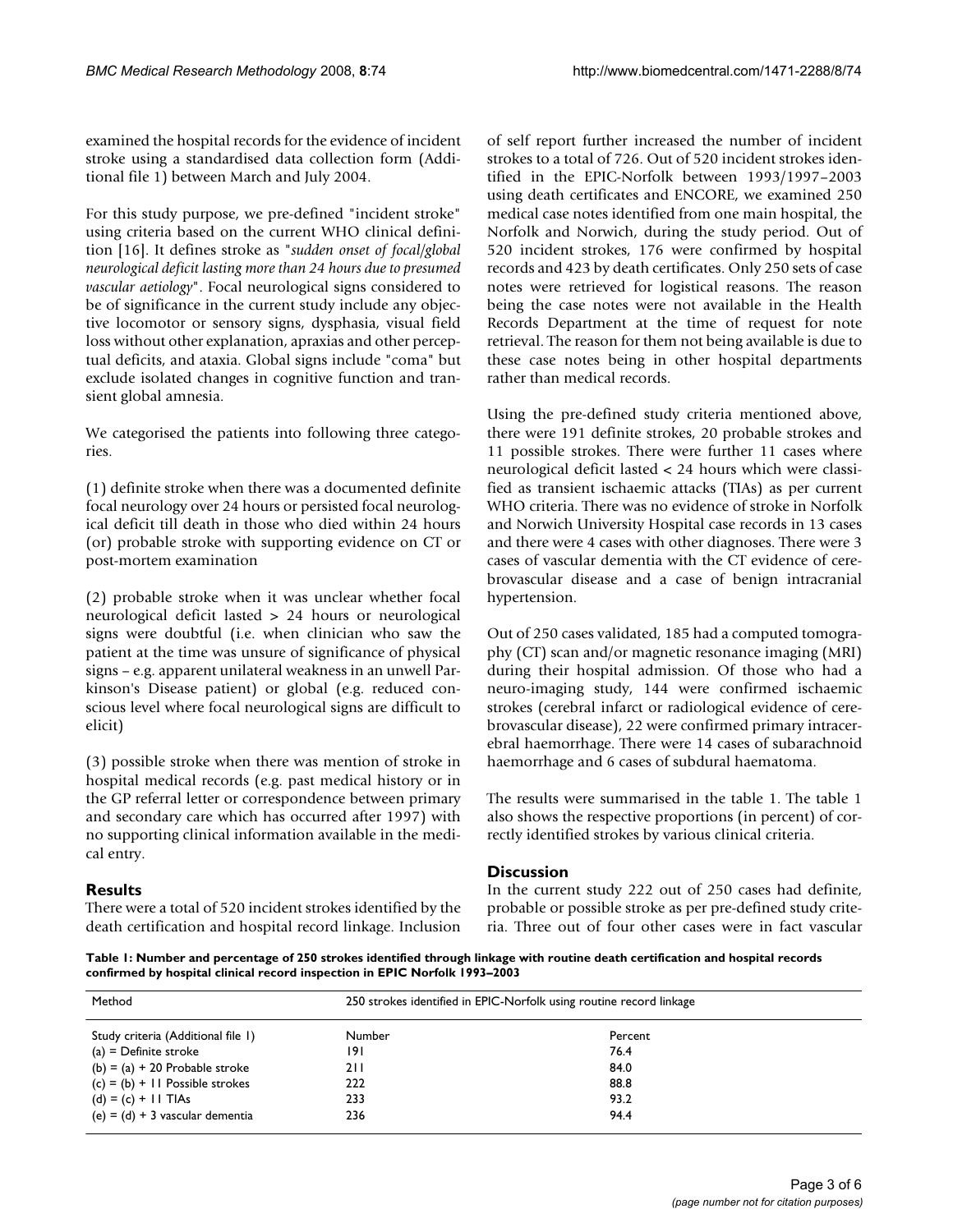examined the hospital records for the evidence of incident stroke using a standardised data collection form (Additional file 1) between March and July 2004.

For this study purpose, we pre-defined "incident stroke" using criteria based on the current WHO clinical definition [16]. It defines stroke as "*sudden onset of focal/global neurological deficit lasting more than 24 hours due to presumed vascular aetiology*". Focal neurological signs considered to be of significance in the current study include any objective locomotor or sensory signs, dysphasia, visual field loss without other explanation, apraxias and other perceptual deficits, and ataxia. Global signs include "coma" but exclude isolated changes in cognitive function and transient global amnesia.

We categorised the patients into following three categories.

(1) definite stroke when there was a documented definite focal neurology over 24 hours or persisted focal neurological deficit till death in those who died within 24 hours (or) probable stroke with supporting evidence on CT or post-mortem examination

(2) probable stroke when it was unclear whether focal neurological deficit lasted > 24 hours or neurological signs were doubtful (i.e. when clinician who saw the patient at the time was unsure of significance of physical signs – e.g. apparent unilateral weakness in an unwell Parkinson's Disease patient) or global (e.g. reduced conscious level where focal neurological signs are difficult to elicit)

(3) possible stroke when there was mention of stroke in hospital medical records (e.g. past medical history or in the GP referral letter or correspondence between primary and secondary care which has occurred after 1997) with no supporting clinical information available in the medical entry.

## Results

There were a total of 520 incident strokes identified by the death certification and hospital record linkage. Inclusion of self report further increased the number of incident strokes to a total of 726. Out of 520 incident strokes identified in the EPIC-Norfolk between 1993/1997–2003 using death certificates and ENCORE, we examined 250 medical case notes identified from one main hospital, the Norfolk and Norwich, during the study period. Out of 520 incident strokes, 176 were confirmed by hospital records and 423 by death certificates. Only 250 sets of case notes were retrieved for logistical reasons. The reason being the case notes were not available in the Health Records Department at the time of request for note retrieval. The reason for them not being available is due to these case notes being in other hospital departments rather than medical records.

Using the pre-defined study criteria mentioned above, there were 191 definite strokes, 20 probable strokes and 11 possible strokes. There were further 11 cases where neurological deficit lasted < 24 hours which were classified as transient ischaemic attacks (TIAs) as per current WHO criteria. There was no evidence of stroke in Norfolk and Norwich University Hospital case records in 13 cases and there were 4 cases with other diagnoses. There were 3 cases of vascular dementia with the CT evidence of cerebrovascular disease and a case of benign intracranial hypertension.

Out of 250 cases validated, 185 had a computed tomography (CT) scan and/or magnetic resonance imaging (MRI) during their hospital admission. Of those who had a neuro-imaging study, 144 were confirmed ischaemic strokes (cerebral infarct or radiological evidence of cerebrovascular disease), 22 were confirmed primary intracerebral haemorrhage. There were 14 cases of subarachnoid haemorrhage and 6 cases of subdural haematoma.

The results were summarised in the table 1. The table 1 also shows the respective proportions (in percent) of correctly identified strokes by various clinical criteria.

## Discussion

In the current study 222 out of 250 cases had definite, probable or possible stroke as per pre-defined study criteria. Three out of four other cases were in fact vascular

**Table 1: Number and percentage of 250 strokes identified through linkage with routine death certification and hospital records confirmed by hospital clinical record inspection in EPIC Norfolk 1993–2003**

| Method | 250 strokes identified in EPIC-Norfolk using routine record linkage | |
|---|---|---|
| Study criteria (Additional file 1) | Number | Percent |
| (a) = Definite stroke | 191 | 76.4 |
| (b) = (a) + 20 Probable stroke | 211 | 84.0 |
| (c) = (b) + 11 Possible strokes | 222 | 88.8 |
| (d) = (c) + 11 TIAs | 233 | 93.2 |
| (e) = (d) + 3 vascular dementia | 236 | 94.4 |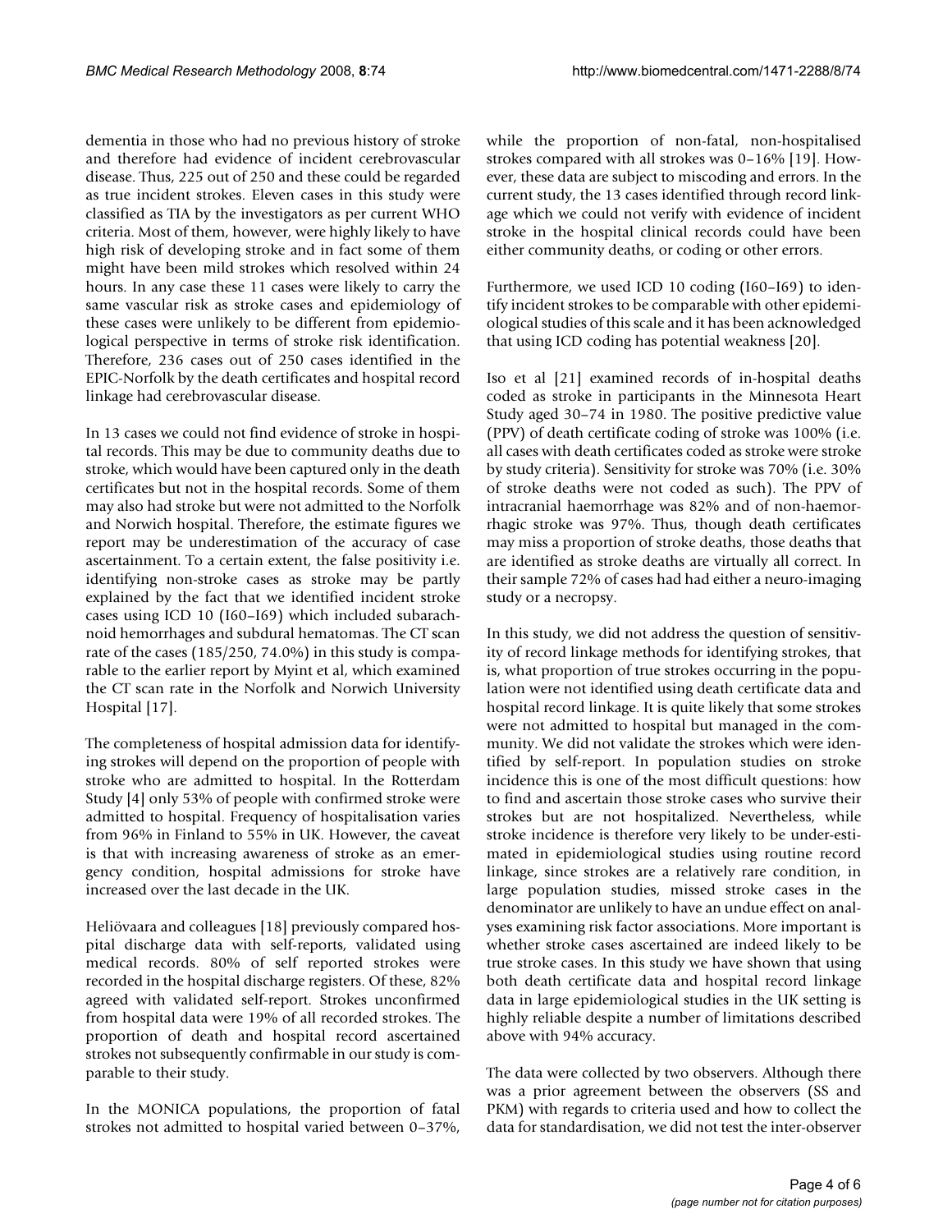dementia in those who had no previous history of stroke and therefore had evidence of incident cerebrovascular disease. Thus, 225 out of 250 and these could be regarded as true incident strokes. Eleven cases in this study were classified as TIA by the investigators as per current WHO criteria. Most of them, however, were highly likely to have high risk of developing stroke and in fact some of them might have been mild strokes which resolved within 24 hours. In any case these 11 cases were likely to carry the same vascular risk as stroke cases and epidemiology of these cases were unlikely to be different from epidemiological perspective in terms of stroke risk identification. Therefore, 236 cases out of 250 cases identified in the EPIC-Norfolk by the death certificates and hospital record linkage had cerebrovascular disease.

In 13 cases we could not find evidence of stroke in hospital records. This may be due to community deaths due to stroke, which would have been captured only in the death certificates but not in the hospital records. Some of them may also had stroke but were not admitted to the Norfolk and Norwich hospital. Therefore, the estimate figures we report may be underestimation of the accuracy of case ascertainment. To a certain extent, the false positivity i.e. identifying non-stroke cases as stroke may be partly explained by the fact that we identified incident stroke cases using ICD 10 (I60–I69) which included subarachnoid hemorrhages and subdural hematomas. The CT scan rate of the cases (185/250, 74.0%) in this study is comparable to the earlier report by Myint et al, which examined the CT scan rate in the Norfolk and Norwich University Hospital [17].

The completeness of hospital admission data for identifying strokes will depend on the proportion of people with stroke who are admitted to hospital. In the Rotterdam Study [4] only 53% of people with confirmed stroke were admitted to hospital. Frequency of hospitalisation varies from 96% in Finland to 55% in UK. However, the caveat is that with increasing awareness of stroke as an emergency condition, hospital admissions for stroke have increased over the last decade in the UK.

Heliövaara and colleagues [18] previously compared hospital discharge data with self-reports, validated using medical records. 80% of self reported strokes were recorded in the hospital discharge registers. Of these, 82% agreed with validated self-report. Strokes unconfirmed from hospital data were 19% of all recorded strokes. The proportion of death and hospital record ascertained strokes not subsequently confirmable in our study is comparable to their study.

In the MONICA populations, the proportion of fatal strokes not admitted to hospital varied between 0–37%, while the proportion of non-fatal, non-hospitalised strokes compared with all strokes was 0–16% [19]. However, these data are subject to miscoding and errors. In the current study, the 13 cases identified through record linkage which we could not verify with evidence of incident stroke in the hospital clinical records could have been either community deaths, or coding or other errors.

Furthermore, we used ICD 10 coding (I60–I69) to identify incident strokes to be comparable with other epidemiological studies of this scale and it has been acknowledged that using ICD coding has potential weakness [20].

Iso et al [21] examined records of in-hospital deaths coded as stroke in participants in the Minnesota Heart Study aged 30–74 in 1980. The positive predictive value (PPV) of death certificate coding of stroke was 100% (i.e. all cases with death certificates coded as stroke were stroke by study criteria). Sensitivity for stroke was 70% (i.e. 30% of stroke deaths were not coded as such). The PPV of intracranial haemorrhage was 82% and of non-haemorrhagic stroke was 97%. Thus, though death certificates may miss a proportion of stroke deaths, those deaths that are identified as stroke deaths are virtually all correct. In their sample 72% of cases had had either a neuro-imaging study or a necropsy.

In this study, we did not address the question of sensitivity of record linkage methods for identifying strokes, that is, what proportion of true strokes occurring in the population were not identified using death certificate data and hospital record linkage. It is quite likely that some strokes were not admitted to hospital but managed in the community. We did not validate the strokes which were identified by self-report. In population studies on stroke incidence this is one of the most difficult questions: how to find and ascertain those stroke cases who survive their strokes but are not hospitalized. Nevertheless, while stroke incidence is therefore very likely to be under-estimated in epidemiological studies using routine record linkage, since strokes are a relatively rare condition, in large population studies, missed stroke cases in the denominator are unlikely to have an undue effect on analyses examining risk factor associations. More important is whether stroke cases ascertained are indeed likely to be true stroke cases. In this study we have shown that using both death certificate data and hospital record linkage data in large epidemiological studies in the UK setting is highly reliable despite a number of limitations described above with 94% accuracy.

The data were collected by two observers. Although there was a prior agreement between the observers (SS and PKM) with regards to criteria used and how to collect the data for standardisation, we did not test the inter-observer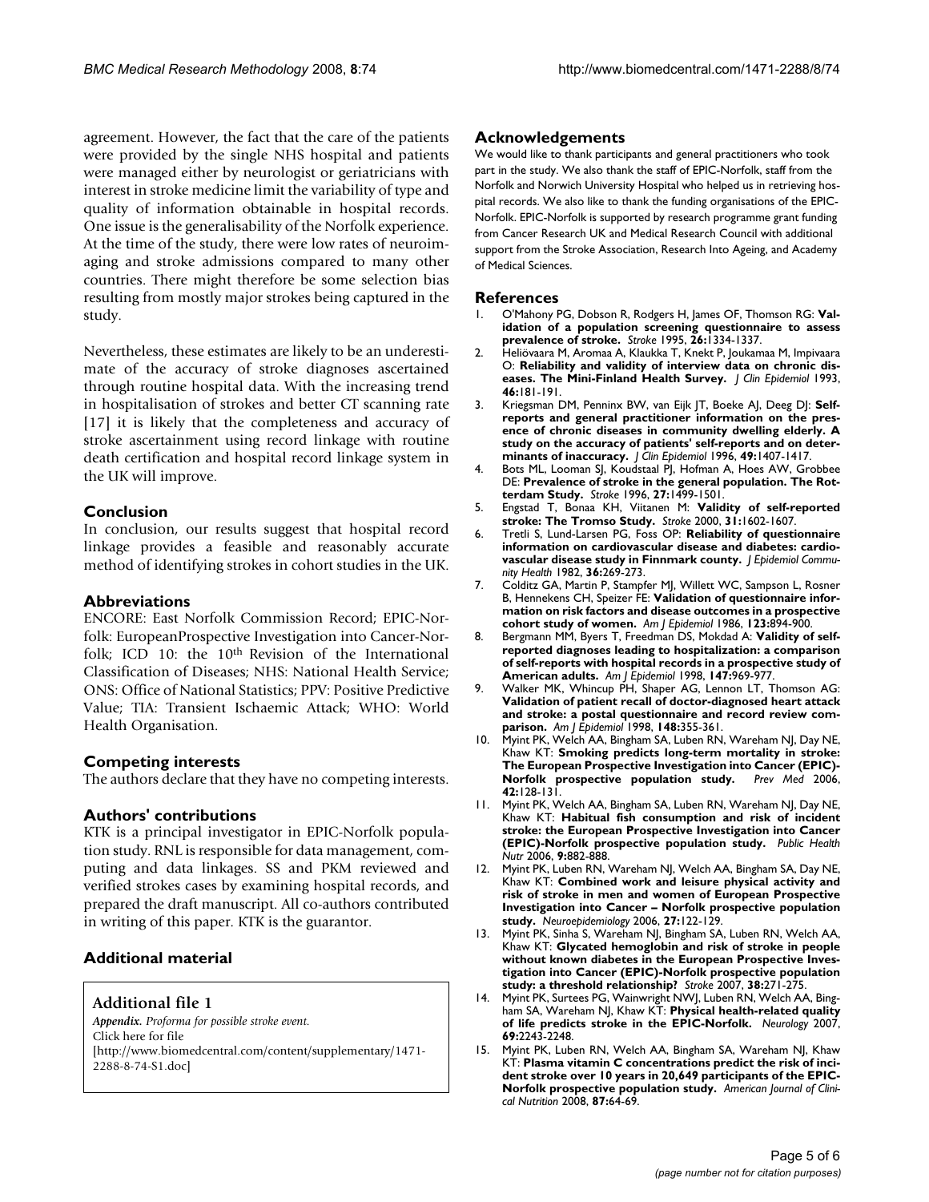agreement. However, the fact that the care of the patients were provided by the single NHS hospital and patients were managed either by neurologist or geriatricians with interest in stroke medicine limit the variability of type and quality of information obtainable in hospital records. One issue is the generalisability of the Norfolk experience. At the time of the study, there were low rates of neuroimaging and stroke admissions compared to many other countries. There might therefore be some selection bias resulting from mostly major strokes being captured in the study.

Nevertheless, these estimates are likely to be an underestimate of the accuracy of stroke diagnoses ascertained through routine hospital data. With the increasing trend in hospitalisation of strokes and better CT scanning rate [17] it is likely that the completeness and accuracy of stroke ascertainment using record linkage with routine death certification and hospital record linkage system in the UK will improve.

## Conclusion

In conclusion, our results suggest that hospital record linkage provides a feasible and reasonably accurate method of identifying strokes in cohort studies in the UK.

## Abbreviations

ENCORE: East Norfolk Commission Record; EPIC-Norfolk: EuropeanProspective Investigation into Cancer-Norfolk; ICD 10: the 10th Revision of the International Classification of Diseases; NHS: National Health Service; ONS: Office of National Statistics; PPV: Positive Predictive Value; TIA: Transient Ischaemic Attack; WHO: World Health Organisation.

## Competing interests

The authors declare that they have no competing interests.

## Authors' contributions

KTK is a principal investigator in EPIC-Norfolk population study. RNL is responsible for data management, computing and data linkages. SS and PKM reviewed and verified strokes cases by examining hospital records, and prepared the draft manuscript. All co-authors contributed in writing of this paper. KTK is the guarantor.

## Additional material

**Additional file 1**
*Appendix. Proforma for possible stroke event.*
Click here for file
[http://www.biomedcentral.com/content/supplementary/1471-2288-8-74-S1.doc]

## Acknowledgements

We would like to thank participants and general practitioners who took part in the study. We also thank the staff of EPIC-Norfolk, staff from the Norfolk and Norwich University Hospital who helped us in retrieving hospital records. We also like to thank the funding organisations of the EPIC-Norfolk. EPIC-Norfolk is supported by research programme grant funding from Cancer Research UK and Medical Research Council with additional support from the Stroke Association, Research Into Ageing, and Academy of Medical Sciences.

## References

1. O'Mahony PG, Dobson R, Rodgers H, James OF, Thomson RG: **Validation of a population screening questionnaire to assess prevalence of stroke.** *Stroke* 1995, **26:**1334-1337.
2. Heliövaara M, Aromaa A, Klaukka T, Knekt P, Joukamaa M, Impivaara O: **Reliability and validity of interview data on chronic diseases. The Mini-Finland Health Survey.** *J Clin Epidemiol* 1993, **46:**181-191.
3. Kriegsman DM, Penninx BW, van Eijk JT, Boeke AJ, Deeg DJ: **Self-reports and general practitioner information on the presence of chronic diseases in community dwelling elderly. A study on the accuracy of patients' self-reports and on determinants of inaccuracy.** *J Clin Epidemiol* 1996, **49:**1407-1417.
4. Bots ML, Looman SJ, Koudstaal PJ, Hofman A, Hoes AW, Grobbee DE: **Prevalence of stroke in the general population. The Rotterdam Study.** *Stroke* 1996, **27:**1499-1501.
5. Engstad T, Bonaa KH, Viitanen M: **Validity of self-reported stroke: The Tromso Study.** *Stroke* 2000, **31:**1602-1607.
6. Tretli S, Lund-Larsen PG, Foss OP: **Reliability of questionnaire information on cardiovascular disease and diabetes: cardiovascular disease study in Finnmark county.** *J Epidemiol Community Health* 1982, **36:**269-273.
7. Colditz GA, Martin P, Stampfer MJ, Willett WC, Sampson L, Rosner B, Hennekens CH, Speizer FE: **Validation of questionnaire information on risk factors and disease outcomes in a prospective cohort study of women.** *Am J Epidemiol* 1986, **123:**894-900.
8. Bergmann MM, Byers T, Freedman DS, Mokdad A: **Validity of self-reported diagnoses leading to hospitalization: a comparison of self-reports with hospital records in a prospective study of American adults.** *Am J Epidemiol* 1998, **147:**969-977.
9. Walker MK, Whincup PH, Shaper AG, Lennon LT, Thomson AG: **Validation of patient recall of doctor-diagnosed heart attack and stroke: a postal questionnaire and record review comparison.** *Am J Epidemiol* 1998, **148:**355-361.
10. Myint PK, Welch AA, Bingham SA, Luben RN, Wareham NJ, Day NE, Khaw KT: **Smoking predicts long-term mortality in stroke: The European Prospective Investigation into Cancer (EPIC)-Norfolk prospective population study.** *Prev Med* 2006, **42:**128-131.
11. Myint PK, Welch AA, Bingham SA, Luben RN, Wareham NJ, Day NE, Khaw KT: **Habitual fish consumption and risk of incident stroke: the European Prospective Investigation into Cancer (EPIC)-Norfolk prospective population study.** *Public Health Nutr* 2006, **9:**882-888.
12. Myint PK, Luben RN, Wareham NJ, Welch AA, Bingham SA, Day NE, Khaw KT: **Combined work and leisure physical activity and risk of stroke in men and women of European Prospective Investigation into Cancer – Norfolk prospective population study.** *Neuroepidemiology* 2006, **27:**122-129.
13. Myint PK, Sinha S, Wareham NJ, Bingham SA, Luben RN, Welch AA, Khaw KT: **Glycated hemoglobin and risk of stroke in people without known diabetes in the European Prospective Investigation into Cancer (EPIC)-Norfolk prospective population study: a threshold relationship?** *Stroke* 2007, **38:**271-275.
14. Myint PK, Surtees PG, Wainwright NWJ, Luben RN, Welch AA, Bingham SA, Wareham NJ, Khaw KT: **Physical health-related quality of life predicts stroke in the EPIC-Norfolk.** *Neurology* 2007, **69:**2243-2248.
15. Myint PK, Luben RN, Welch AA, Bingham SA, Wareham NJ, Khaw KT: **Plasma vitamin C concentrations predict the risk of incident stroke over 10 years in 20,649 participants of the EPIC-Norfolk prospective population study.** *American Journal of Clinical Nutrition* 2008, **87:**64-69.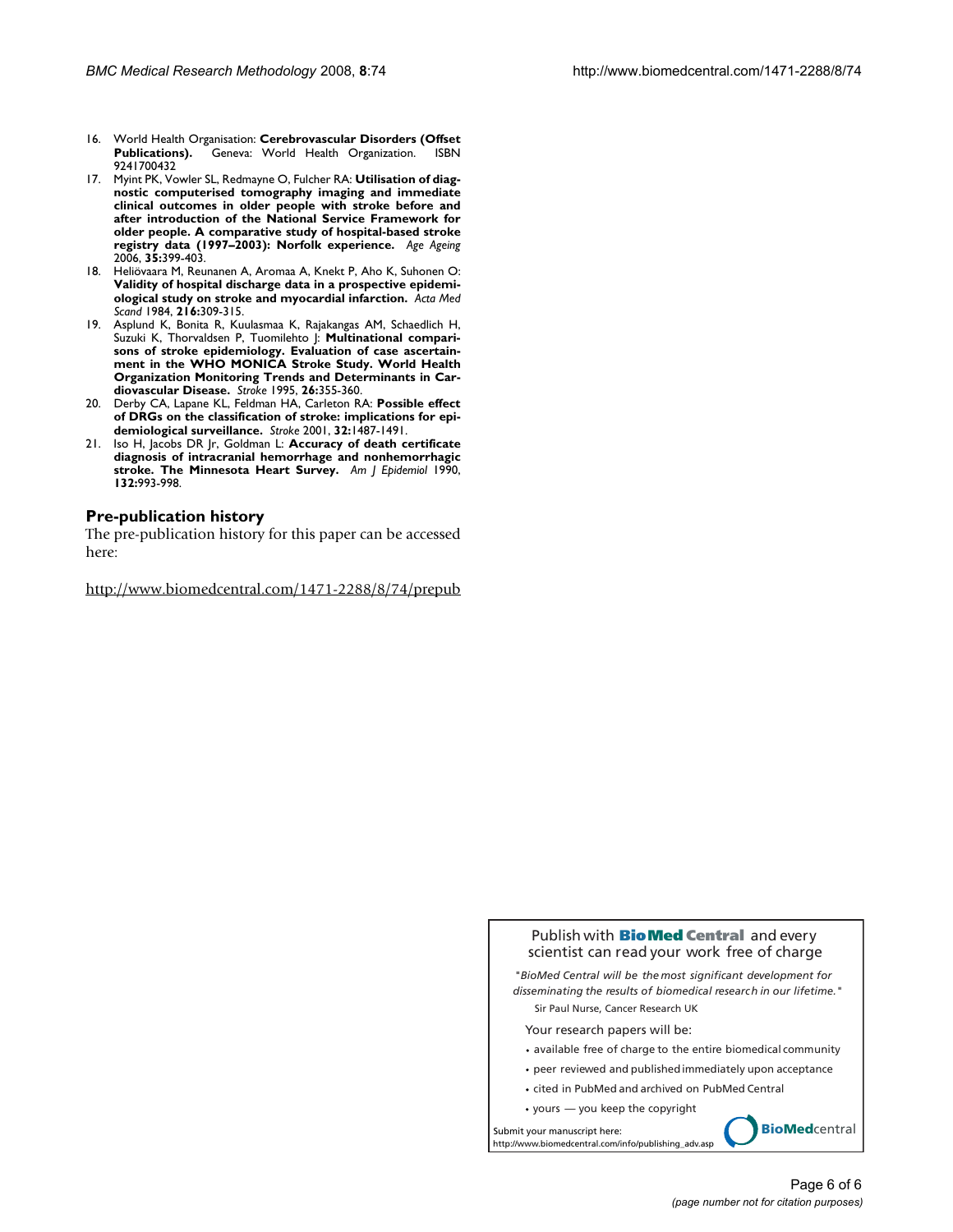16. World Health Organisation: **Cerebrovascular Disorders (Offset Publications).** Geneva: World Health Organization. ISBN 9241700432
17. Myint PK, Vowler SL, Redmayne O, Fulcher RA: **Utilisation of diagnostic computerised tomography imaging and immediate clinical outcomes in older people with stroke before and after introduction of the National Service Framework for older people. A comparative study of hospital-based stroke registry data (1997–2003): Norfolk experience.** *Age Ageing* 2006, **35:**399-403.
18. Heliövaara M, Reunanen A, Aromaa A, Knekt P, Aho K, Suhonen O: **Validity of hospital discharge data in a prospective epidemiological study on stroke and myocardial infarction.** *Acta Med Scand* 1984, **216:**309-315.
19. Asplund K, Bonita R, Kuulasmaa K, Rajakangas AM, Schaedlich H, Suzuki K, Thorvaldsen P, Tuomilehto J: **Multinational comparisons of stroke epidemiology. Evaluation of case ascertainment in the WHO MONICA Stroke Study. World Health Organization Monitoring Trends and Determinants in Cardiovascular Disease.** *Stroke* 1995, **26:**355-360.
20. Derby CA, Lapane KL, Feldman HA, Carleton RA: **Possible effect of DRGs on the classification of stroke: implications for epidemiological surveillance.** *Stroke* 2001, **32:**1487-1491.
21. Iso H, Jacobs DR Jr, Goldman L: **Accuracy of death certificate diagnosis of intracranial hemorrhage and nonhemorrhagic stroke. The Minnesota Heart Survey.** *Am J Epidemiol* 1990, **132:**993-998.

## Pre-publication history

The pre-publication history for this paper can be accessed here:

http://www.biomedcentral.com/1471-2288/8/74/prepub

Publish with **BioMed Central** and every scientist can read your work free of charge

*"BioMed Central will be the most significant development for disseminating the results of biomedical research in our lifetime."*
Sir Paul Nurse, Cancer Research UK

Your research papers will be:

- available free of charge to the entire biomedical community
- peer reviewed and published immediately upon acceptance
- cited in PubMed and archived on PubMed Central
- yours — you keep the copyright

Submit your manuscript here:
http://www.biomedcentral.com/info/publishing_adv.asp

**BioMed**central